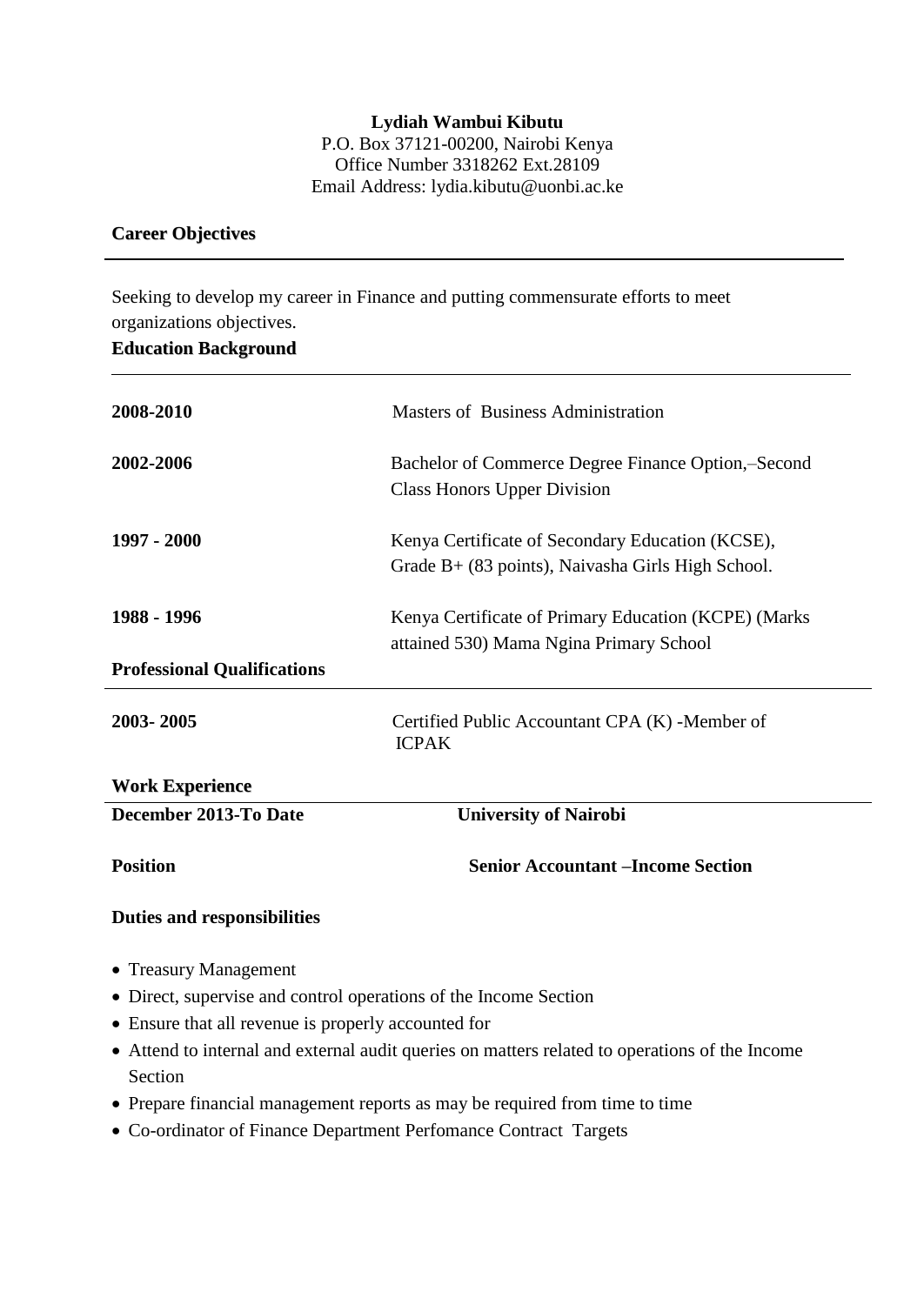**Lydiah Wambui Kibutu**
P.O. Box 37121-00200, Nairobi Kenya
Office Number 3318262 Ext.28109
Email Address: lydia.kibutu@uonbi.ac.ke

## Career Objectives

Seeking to develop my career in Finance and putting commensurate efforts to meet organizations objectives.

## Education Background

| | |
|---|---|
| **2008-2010** | Masters of Business Administration |
| **2002-2006** | Bachelor of Commerce Degree Finance Option,–Second Class Honors Upper Division |
| **1997 - 2000** | Kenya Certificate of Secondary Education (KCSE), Grade B+ (83 points), Naivasha Girls High School. |
| **1988 - 1996** | Kenya Certificate of Primary Education (KCPE) (Marks attained 530) Mama Ngina Primary School |

## Professional Qualifications

| | |
|---|---|
| **2003- 2005** | Certified Public Accountant CPA (K) -Member of ICPAK |

## Work Experience

**December 2013-To Date** **University of Nairobi**

**Position** **Senior Accountant –Income Section**

**Duties and responsibilities**

- Treasury Management
- Direct, supervise and control operations of the Income Section
- Ensure that all revenue is properly accounted for
- Attend to internal and external audit queries on matters related to operations of the Income Section
- Prepare financial management reports as may be required from time to time
- Co-ordinator of Finance Department Perfomance Contract Targets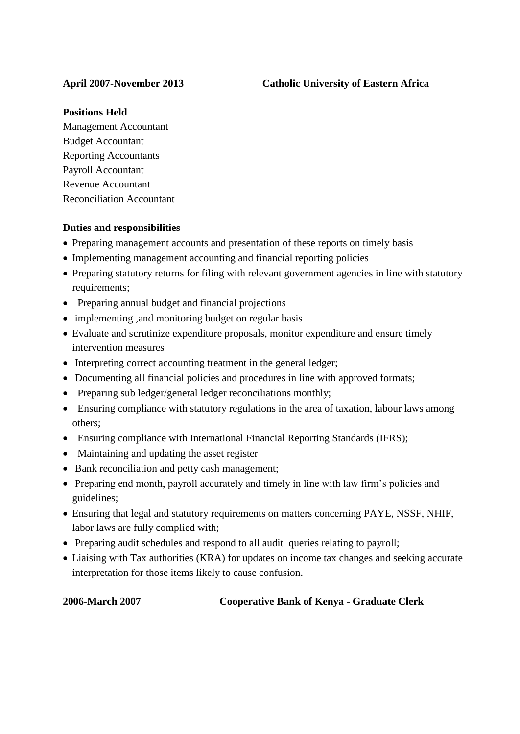**April 2007-November 2013 Catholic University of Eastern Africa**

**Positions Held**

Management Accountant
Budget Accountant
Reporting Accountants
Payroll Accountant
Revenue Accountant
Reconciliation Accountant

**Duties and responsibilities**

- Preparing management accounts and presentation of these reports on timely basis
- Implementing management accounting and financial reporting policies
- Preparing statutory returns for filing with relevant government agencies in line with statutory requirements;
- Preparing annual budget and financial projections
- implementing ,and monitoring budget on regular basis
- Evaluate and scrutinize expenditure proposals, monitor expenditure and ensure timely intervention measures
- Interpreting correct accounting treatment in the general ledger;
- Documenting all financial policies and procedures in line with approved formats;
- Preparing sub ledger/general ledger reconciliations monthly;
- Ensuring compliance with statutory regulations in the area of taxation, labour laws among others;
- Ensuring compliance with International Financial Reporting Standards (IFRS);
- Maintaining and updating the asset register
- Bank reconciliation and petty cash management;
- Preparing end month, payroll accurately and timely in line with law firm's policies and guidelines;
- Ensuring that legal and statutory requirements on matters concerning PAYE, NSSF, NHIF, labor laws are fully complied with;
- Preparing audit schedules and respond to all audit queries relating to payroll;
- Liaising with Tax authorities (KRA) for updates on income tax changes and seeking accurate interpretation for those items likely to cause confusion.

**2006-March 2007 Cooperative Bank of Kenya - Graduate Clerk**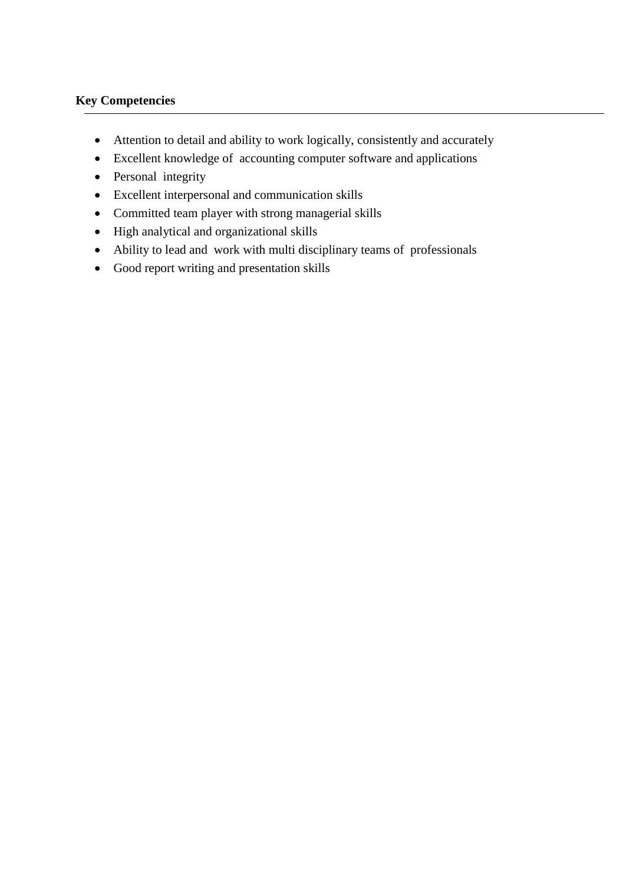**Key Competencies**

---

- Attention to detail and ability to work logically, consistently and accurately
- Excellent knowledge of accounting computer software and applications
- Personal integrity
- Excellent interpersonal and communication skills
- Committed team player with strong managerial skills
- High analytical and organizational skills
- Ability to lead and work with multi disciplinary teams of professionals
- Good report writing and presentation skills